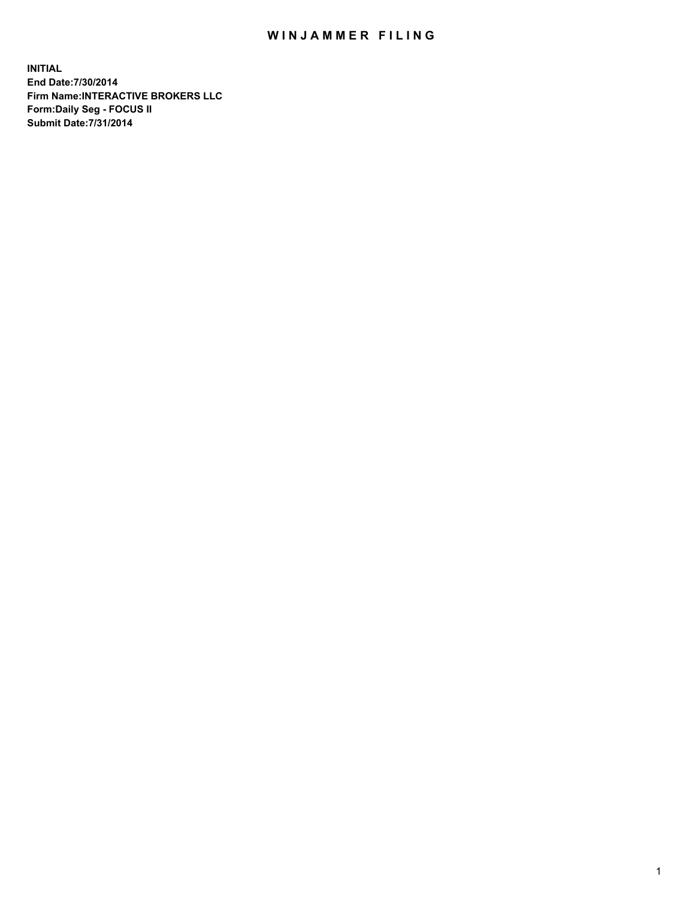# WINJAMMER FILING

**INITIAL**
**End Date:7/30/2014**
**Firm Name:INTERACTIVE BROKERS LLC**
**Form:Daily Seg - FOCUS II**
**Submit Date:7/31/2014**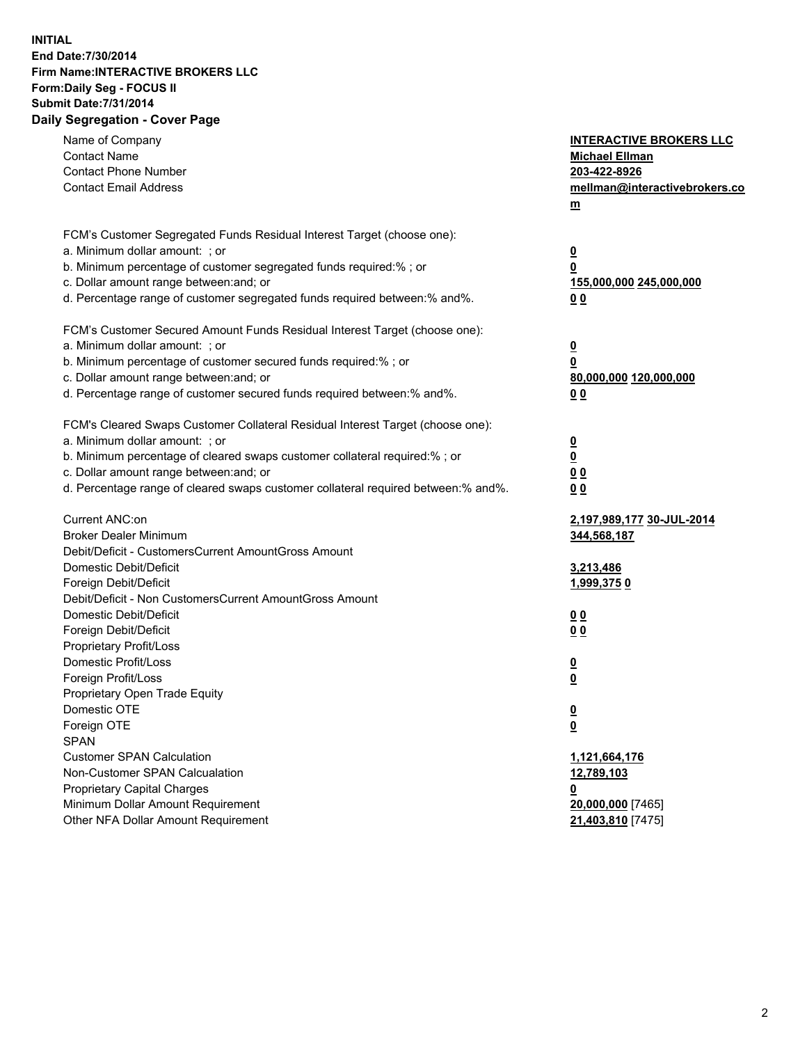**INITIAL**
**End Date:7/30/2014**
**Firm Name:INTERACTIVE BROKERS LLC**
**Form:Daily Seg - FOCUS II**
**Submit Date:7/31/2014**

## Daily Segregation - Cover Page

| | |
|---|---|
| Name of Company | **INTERACTIVE BROKERS LLC** |
| Contact Name | **Michael Ellman** |
| Contact Phone Number | **203-422-8926** |
| Contact Email Address | **mellman@interactivebrokers.com** |
| FCM's Customer Segregated Funds Residual Interest Target (choose one): | |
| a. Minimum dollar amount: ; or | **0** |
| b. Minimum percentage of customer segregated funds required:% ; or | **0** |
| c. Dollar amount range between:and; or | **155,000,000 245,000,000** |
| d. Percentage range of customer segregated funds required between:% and%. | **0 0** |
| FCM's Customer Secured Amount Funds Residual Interest Target (choose one): | |
| a. Minimum dollar amount: ; or | **0** |
| b. Minimum percentage of customer secured funds required:% ; or | **0** |
| c. Dollar amount range between:and; or | **80,000,000 120,000,000** |
| d. Percentage range of customer secured funds required between:% and%. | **0 0** |
| FCM's Cleared Swaps Customer Collateral Residual Interest Target (choose one): | |
| a. Minimum dollar amount: ; or | **0** |
| b. Minimum percentage of cleared swaps customer collateral required:% ; or | **0** |
| c. Dollar amount range between:and; or | **0 0** |
| d. Percentage range of cleared swaps customer collateral required between:% and%. | **0 0** |
| Current ANC:on | **2,197,989,177 30-JUL-2014** |
| Broker Dealer Minimum | **344,568,187** |
| Debit/Deficit - CustomersCurrent AmountGross Amount | |
| Domestic Debit/Deficit | **3,213,486** |
| Foreign Debit/Deficit | **1,999,375 0** |
| Debit/Deficit - Non CustomersCurrent AmountGross Amount | |
| Domestic Debit/Deficit | **0 0** |
| Foreign Debit/Deficit | **0 0** |
| Proprietary Profit/Loss | |
| Domestic Profit/Loss | **0** |
| Foreign Profit/Loss | **0** |
| Proprietary Open Trade Equity | |
| Domestic OTE | **0** |
| Foreign OTE | **0** |
| SPAN | |
| Customer SPAN Calculation | **1,121,664,176** |
| Non-Customer SPAN Calcualation | **12,789,103** |
| Proprietary Capital Charges | **0** |
| Minimum Dollar Amount Requirement | **20,000,000** [7465] |
| Other NFA Dollar Amount Requirement | **21,403,810** [7475] |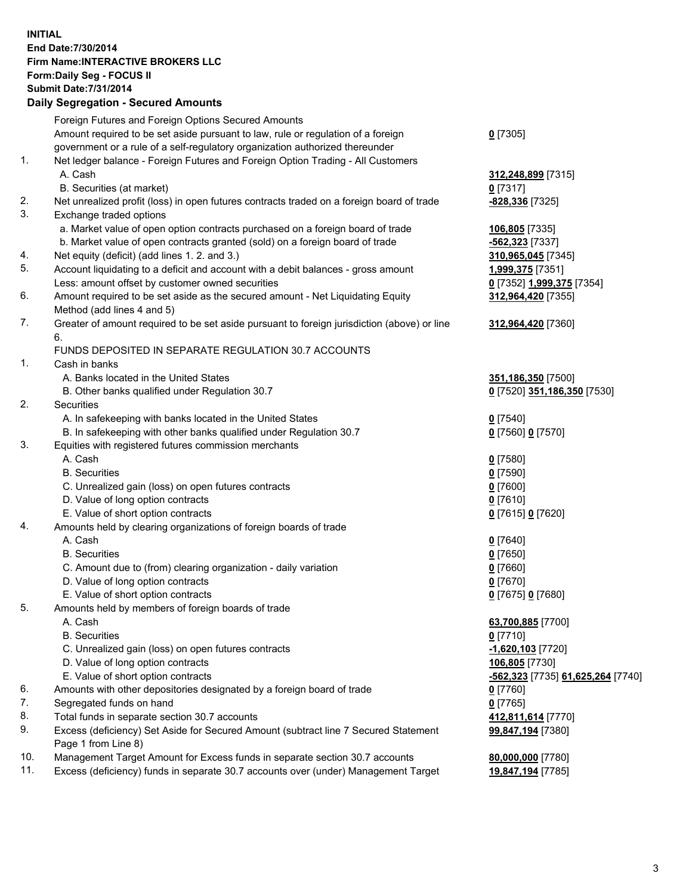**INITIAL**
**End Date:7/30/2014**
**Firm Name:INTERACTIVE BROKERS LLC**
**Form:Daily Seg - FOCUS II**
**Submit Date:7/31/2014**

## Daily Segregation - Secured Amounts

| | | |
|---|---|---|
| | Foreign Futures and Foreign Options Secured Amounts | |
| | Amount required to be set aside pursuant to law, rule or regulation of a foreign government or a rule of a self-regulatory organization authorized thereunder | **0** [7305] |
| 1. | Net ledger balance - Foreign Futures and Foreign Option Trading - All Customers | |
| | A. Cash | **312,248,899** [7315] |
| | B. Securities (at market) | **0** [7317] |
| 2. | Net unrealized profit (loss) in open futures contracts traded on a foreign board of trade | **-828,336** [7325] |
| 3. | Exchange traded options | |
| | a. Market value of open option contracts purchased on a foreign board of trade | **106,805** [7335] |
| | b. Market value of open contracts granted (sold) on a foreign board of trade | **-562,323** [7337] |
| 4. | Net equity (deficit) (add lines 1. 2. and 3.) | **310,965,045** [7345] |
| 5. | Account liquidating to a deficit and account with a debit balances - gross amount | **1,999,375** [7351] |
| | Less: amount offset by customer owned securities | **0** [7352] **1,999,375** [7354] |
| 6. | Amount required to be set aside as the secured amount - Net Liquidating Equity Method (add lines 4 and 5) | **312,964,420** [7355] |
| 7. | Greater of amount required to be set aside pursuant to foreign jurisdiction (above) or line 6. | **312,964,420** [7360] |
| | FUNDS DEPOSITED IN SEPARATE REGULATION 30.7 ACCOUNTS | |
| 1. | Cash in banks | |
| | A. Banks located in the United States | **351,186,350** [7500] |
| | B. Other banks qualified under Regulation 30.7 | **0** [7520] **351,186,350** [7530] |
| 2. | Securities | |
| | A. In safekeeping with banks located in the United States | **0** [7540] |
| | B. In safekeeping with other banks qualified under Regulation 30.7 | **0** [7560] **0** [7570] |
| 3. | Equities with registered futures commission merchants | |
| | A. Cash | **0** [7580] |
| | B. Securities | **0** [7590] |
| | C. Unrealized gain (loss) on open futures contracts | **0** [7600] |
| | D. Value of long option contracts | **0** [7610] |
| | E. Value of short option contracts | **0** [7615] **0** [7620] |
| 4. | Amounts held by clearing organizations of foreign boards of trade | |
| | A. Cash | **0** [7640] |
| | B. Securities | **0** [7650] |
| | C. Amount due to (from) clearing organization - daily variation | **0** [7660] |
| | D. Value of long option contracts | **0** [7670] |
| | E. Value of short option contracts | **0** [7675] **0** [7680] |
| 5. | Amounts held by members of foreign boards of trade | |
| | A. Cash | **63,700,885** [7700] |
| | B. Securities | **0** [7710] |
| | C. Unrealized gain (loss) on open futures contracts | **-1,620,103** [7720] |
| | D. Value of long option contracts | **106,805** [7730] |
| | E. Value of short option contracts | **-562,323** [7735] **61,625,264** [7740] |
| 6. | Amounts with other depositories designated by a foreign board of trade | **0** [7760] |
| 7. | Segregated funds on hand | **0** [7765] |
| 8. | Total funds in separate section 30.7 accounts | **412,811,614** [7770] |
| 9. | Excess (deficiency) Set Aside for Secured Amount (subtract line 7 Secured Statement Page 1 from Line 8) | **99,847,194** [7380] |
| 10. | Management Target Amount for Excess funds in separate section 30.7 accounts | **80,000,000** [7780] |
| 11. | Excess (deficiency) funds in separate 30.7 accounts over (under) Management Target | **19,847,194** [7785] |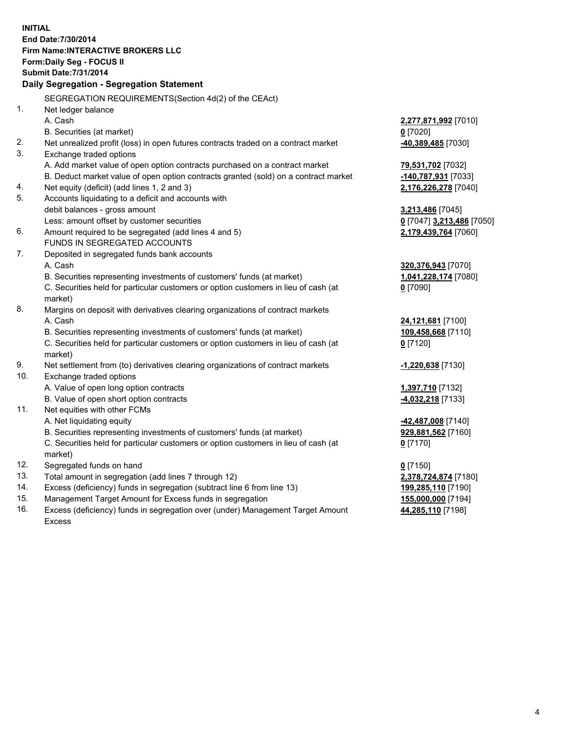**INITIAL**
**End Date:7/30/2014**
**Firm Name:INTERACTIVE BROKERS LLC**
**Form:Daily Seg - FOCUS II**
**Submit Date:7/31/2014**

## Daily Segregation - Segregation Statement

SEGREGATION REQUIREMENTS(Section 4d(2) of the CEAct)

| | | |
|---|---|---|
| 1. | Net ledger balance | |
| | A. Cash | **2,277,871,992** [7010] |
| | B. Securities (at market) | **0** [7020] |
| 2. | Net unrealized profit (loss) in open futures contracts traded on a contract market | **-40,389,485** [7030] |
| 3. | Exchange traded options | |
| | A. Add market value of open option contracts purchased on a contract market | **79,531,702** [7032] |
| | B. Deduct market value of open option contracts granted (sold) on a contract market | **-140,787,931** [7033] |
| 4. | Net equity (deficit) (add lines 1, 2 and 3) | **2,176,226,278** [7040] |
| 5. | Accounts liquidating to a deficit and accounts with debit balances - gross amount | **3,213,486** [7045] |
| | Less: amount offset by customer securities | **0** [7047] **3,213,486** [7050] |
| 6. | Amount required to be segregated (add lines 4 and 5) | **2,179,439,764** [7060] |
| | FUNDS IN SEGREGATED ACCOUNTS | |
| 7. | Deposited in segregated funds bank accounts | |
| | A. Cash | **320,376,943** [7070] |
| | B. Securities representing investments of customers' funds (at market) | **1,041,228,174** [7080] |
| | C. Securities held for particular customers or option customers in lieu of cash (at market) | **0** [7090] |
| 8. | Margins on deposit with derivatives clearing organizations of contract markets | |
| | A. Cash | **24,121,681** [7100] |
| | B. Securities representing investments of customers' funds (at market) | **109,458,668** [7110] |
| | C. Securities held for particular customers or option customers in lieu of cash (at market) | **0** [7120] |
| 9. | Net settlement from (to) derivatives clearing organizations of contract markets | **-1,220,638** [7130] |
| 10. | Exchange traded options | |
| | A. Value of open long option contracts | **1,397,710** [7132] |
| | B. Value of open short option contracts | **-4,032,218** [7133] |
| 11. | Net equities with other FCMs | |
| | A. Net liquidating equity | **-42,487,008** [7140] |
| | B. Securities representing investments of customers' funds (at market) | **929,881,562** [7160] |
| | C. Securities held for particular customers or option customers in lieu of cash (at market) | **0** [7170] |
| 12. | Segregated funds on hand | **0** [7150] |
| 13. | Total amount in segregation (add lines 7 through 12) | **2,378,724,874** [7180] |
| 14. | Excess (deficiency) funds in segregation (subtract line 6 from line 13) | **199,285,110** [7190] |
| 15. | Management Target Amount for Excess funds in segregation | **155,000,000** [7194] |
| 16. | Excess (deficiency) funds in segregation over (under) Management Target Amount Excess | **44,285,110** [7198] |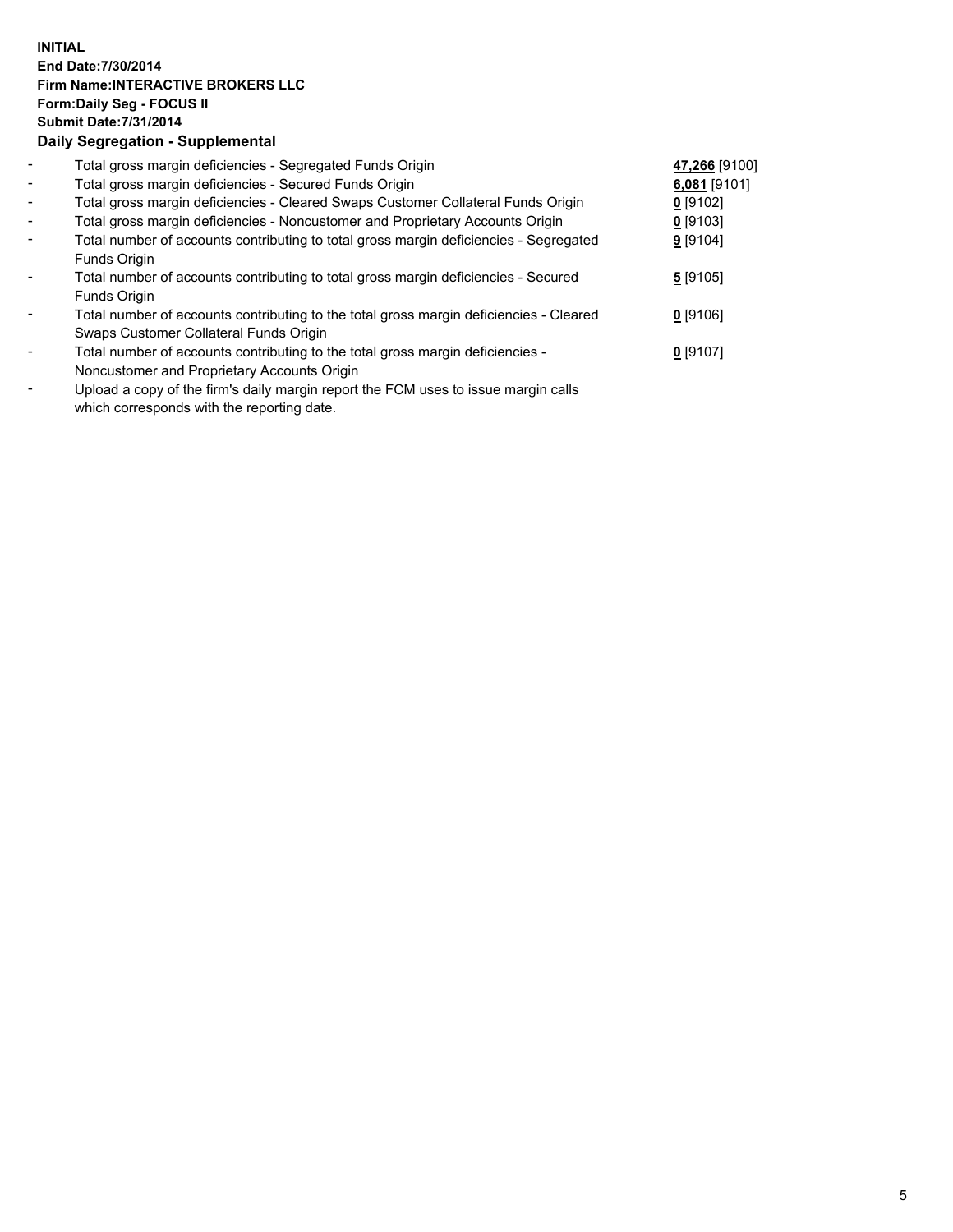**INITIAL**
**End Date:7/30/2014**
**Firm Name:INTERACTIVE BROKERS LLC**
**Form:Daily Seg - FOCUS II**
**Submit Date:7/31/2014**

### Daily Segregation - Supplemental

- Total gross margin deficiencies - Segregated Funds Origin **47,266** [9100]
- Total gross margin deficiencies - Secured Funds Origin **6,081** [9101]
- Total gross margin deficiencies - Cleared Swaps Customer Collateral Funds Origin **0** [9102]
- Total gross margin deficiencies - Noncustomer and Proprietary Accounts Origin **0** [9103]
- Total number of accounts contributing to total gross margin deficiencies - Segregated Funds Origin **9** [9104]
- Total number of accounts contributing to total gross margin deficiencies - Secured Funds Origin **5** [9105]
- Total number of accounts contributing to the total gross margin deficiencies - Cleared Swaps Customer Collateral Funds Origin **0** [9106]
- Total number of accounts contributing to the total gross margin deficiencies - Noncustomer and Proprietary Accounts Origin **0** [9107]
- Upload a copy of the firm's daily margin report the FCM uses to issue margin calls which corresponds with the reporting date.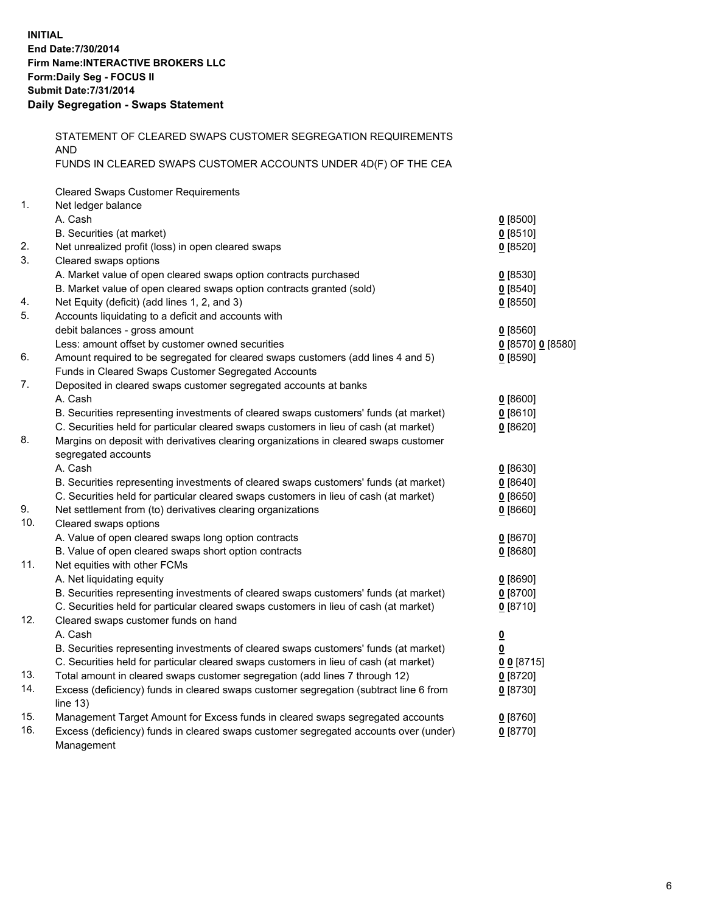**INITIAL**
**End Date:7/30/2014**
**Firm Name:INTERACTIVE BROKERS LLC**
**Form:Daily Seg - FOCUS II**
**Submit Date:7/31/2014**
**Daily Segregation - Swaps Statement**

STATEMENT OF CLEARED SWAPS CUSTOMER SEGREGATION REQUIREMENTS AND FUNDS IN CLEARED SWAPS CUSTOMER ACCOUNTS UNDER 4D(F) OF THE CEA

| | | |
|---|---|---|
| | Cleared Swaps Customer Requirements | |
| 1. | Net ledger balance | |
| | A. Cash | 0 [8500] |
| | B. Securities (at market) | 0 [8510] |
| 2. | Net unrealized profit (loss) in open cleared swaps | 0 [8520] |
| 3. | Cleared swaps options | |
| | A. Market value of open cleared swaps option contracts purchased | 0 [8530] |
| | B. Market value of open cleared swaps option contracts granted (sold) | 0 [8540] |
| 4. | Net Equity (deficit) (add lines 1, 2, and 3) | 0 [8550] |
| 5. | Accounts liquidating to a deficit and accounts with debit balances - gross amount | 0 [8560] |
| | Less: amount offset by customer owned securities | 0 [8570] 0 [8580] |
| 6. | Amount required to be segregated for cleared swaps customers (add lines 4 and 5) | 0 [8590] |
| | Funds in Cleared Swaps Customer Segregated Accounts | |
| 7. | Deposited in cleared swaps customer segregated accounts at banks | |
| | A. Cash | 0 [8600] |
| | B. Securities representing investments of cleared swaps customers' funds (at market) | 0 [8610] |
| | C. Securities held for particular cleared swaps customers in lieu of cash (at market) | 0 [8620] |
| 8. | Margins on deposit with derivatives clearing organizations in cleared swaps customer segregated accounts | |
| | A. Cash | 0 [8630] |
| | B. Securities representing investments of cleared swaps customers' funds (at market) | 0 [8640] |
| | C. Securities held for particular cleared swaps customers in lieu of cash (at market) | 0 [8650] |
| 9. | Net settlement from (to) derivatives clearing organizations | 0 [8660] |
| 10. | Cleared swaps options | |
| | A. Value of open cleared swaps long option contracts | 0 [8670] |
| | B. Value of open cleared swaps short option contracts | 0 [8680] |
| 11. | Net equities with other FCMs | |
| | A. Net liquidating equity | 0 [8690] |
| | B. Securities representing investments of cleared swaps customers' funds (at market) | 0 [8700] |
| | C. Securities held for particular cleared swaps customers in lieu of cash (at market) | 0 [8710] |
| 12. | Cleared swaps customer funds on hand | |
| | A. Cash | 0 |
| | B. Securities representing investments of cleared swaps customers' funds (at market) | 0 |
| | C. Securities held for particular cleared swaps customers in lieu of cash (at market) | 0 0 [8715] |
| 13. | Total amount in cleared swaps customer segregation (add lines 7 through 12) | 0 [8720] |
| 14. | Excess (deficiency) funds in cleared swaps customer segregation (subtract line 6 from line 13) | 0 [8730] |
| 15. | Management Target Amount for Excess funds in cleared swaps segregated accounts | 0 [8760] |
| 16. | Excess (deficiency) funds in cleared swaps customer segregated accounts over (under) Management | 0 [8770] |